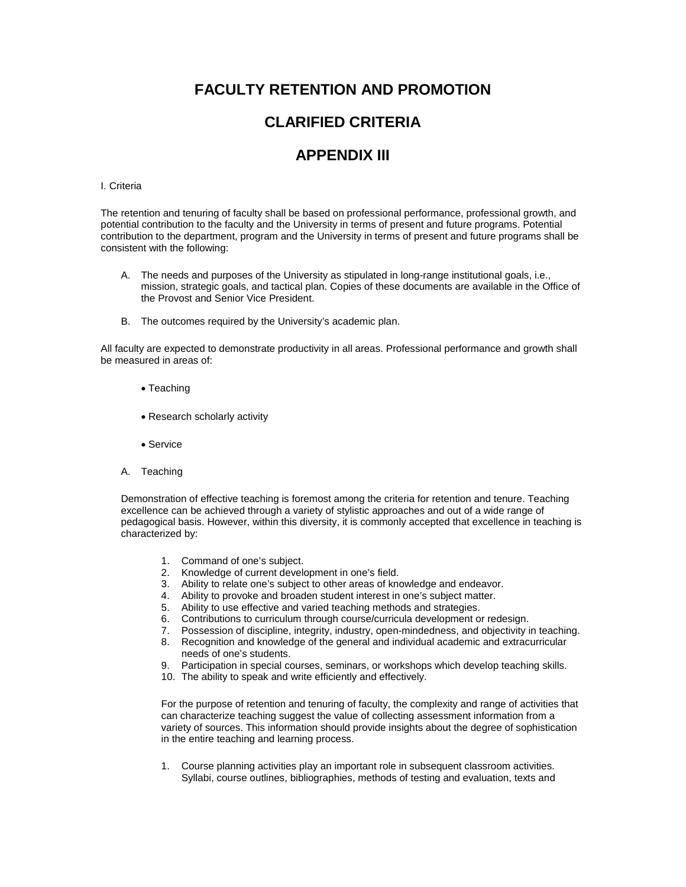# FACULTY RETENTION AND PROMOTION

# CLARIFIED CRITERIA

# APPENDIX III

I. Criteria

The retention and tenuring of faculty shall be based on professional performance, professional growth, and potential contribution to the faculty and the University in terms of present and future programs. Potential contribution to the department, program and the University in terms of present and future programs shall be consistent with the following:

A. The needs and purposes of the University as stipulated in long-range institutional goals, i.e., mission, strategic goals, and tactical plan. Copies of these documents are available in the Office of the Provost and Senior Vice President.

B. The outcomes required by the University's academic plan.

All faculty are expected to demonstrate productivity in all areas. Professional performance and growth shall be measured in areas of:

- Teaching
- Research scholarly activity
- Service

A. Teaching

Demonstration of effective teaching is foremost among the criteria for retention and tenure. Teaching excellence can be achieved through a variety of stylistic approaches and out of a wide range of pedagogical basis. However, within this diversity, it is commonly accepted that excellence in teaching is characterized by:

1. Command of one's subject.
2. Knowledge of current development in one's field.
3. Ability to relate one's subject to other areas of knowledge and endeavor.
4. Ability to provoke and broaden student interest in one's subject matter.
5. Ability to use effective and varied teaching methods and strategies.
6. Contributions to curriculum through course/curricula development or redesign.
7. Possession of discipline, integrity, industry, open-mindedness, and objectivity in teaching.
8. Recognition and knowledge of the general and individual academic and extracurricular needs of one's students.
9. Participation in special courses, seminars, or workshops which develop teaching skills.
10. The ability to speak and write efficiently and effectively.

For the purpose of retention and tenuring of faculty, the complexity and range of activities that can characterize teaching suggest the value of collecting assessment information from a variety of sources. This information should provide insights about the degree of sophistication in the entire teaching and learning process.

1. Course planning activities play an important role in subsequent classroom activities. Syllabi, course outlines, bibliographies, methods of testing and evaluation, texts and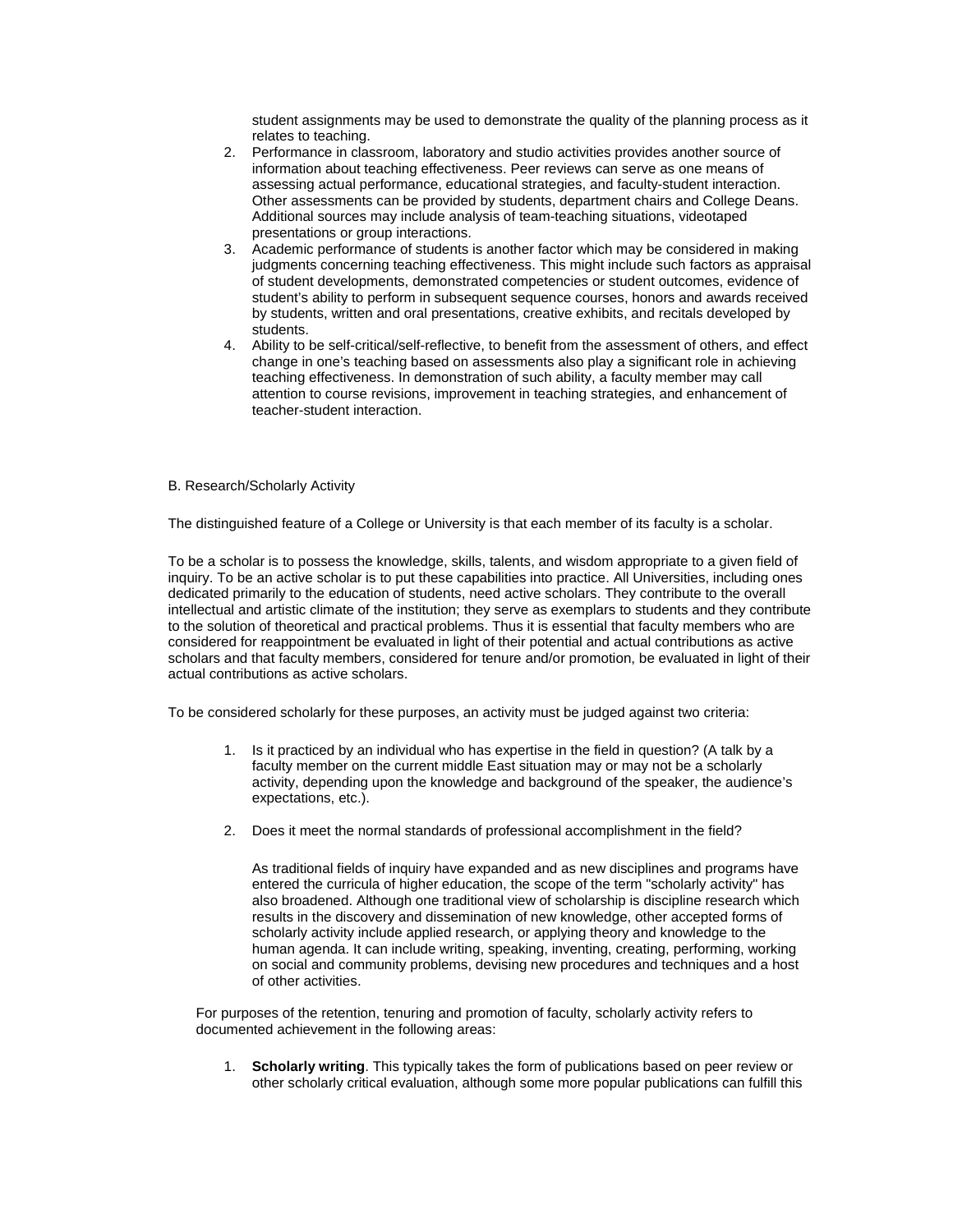student assignments may be used to demonstrate the quality of the planning process as it relates to teaching.

2. Performance in classroom, laboratory and studio activities provides another source of information about teaching effectiveness. Peer reviews can serve as one means of assessing actual performance, educational strategies, and faculty-student interaction. Other assessments can be provided by students, department chairs and College Deans. Additional sources may include analysis of team-teaching situations, videotaped presentations or group interactions.
3. Academic performance of students is another factor which may be considered in making judgments concerning teaching effectiveness. This might include such factors as appraisal of student developments, demonstrated competencies or student outcomes, evidence of student's ability to perform in subsequent sequence courses, honors and awards received by students, written and oral presentations, creative exhibits, and recitals developed by students.
4. Ability to be self-critical/self-reflective, to benefit from the assessment of others, and effect change in one's teaching based on assessments also play a significant role in achieving teaching effectiveness. In demonstration of such ability, a faculty member may call attention to course revisions, improvement in teaching strategies, and enhancement of teacher-student interaction.

B. Research/Scholarly Activity

The distinguished feature of a College or University is that each member of its faculty is a scholar.

To be a scholar is to possess the knowledge, skills, talents, and wisdom appropriate to a given field of inquiry. To be an active scholar is to put these capabilities into practice. All Universities, including ones dedicated primarily to the education of students, need active scholars. They contribute to the overall intellectual and artistic climate of the institution; they serve as exemplars to students and they contribute to the solution of theoretical and practical problems. Thus it is essential that faculty members who are considered for reappointment be evaluated in light of their potential and actual contributions as active scholars and that faculty members, considered for tenure and/or promotion, be evaluated in light of their actual contributions as active scholars.

To be considered scholarly for these purposes, an activity must be judged against two criteria:

1. Is it practiced by an individual who has expertise in the field in question? (A talk by a faculty member on the current middle East situation may or may not be a scholarly activity, depending upon the knowledge and background of the speaker, the audience's expectations, etc.).

2. Does it meet the normal standards of professional accomplishment in the field?

   As traditional fields of inquiry have expanded and as new disciplines and programs have entered the curricula of higher education, the scope of the term "scholarly activity" has also broadened. Although one traditional view of scholarship is discipline research which results in the discovery and dissemination of new knowledge, other accepted forms of scholarly activity include applied research, or applying theory and knowledge to the human agenda. It can include writing, speaking, inventing, creating, performing, working on social and community problems, devising new procedures and techniques and a host of other activities.

For purposes of the retention, tenuring and promotion of faculty, scholarly activity refers to documented achievement in the following areas:

1. **Scholarly writing**. This typically takes the form of publications based on peer review or other scholarly critical evaluation, although some more popular publications can fulfill this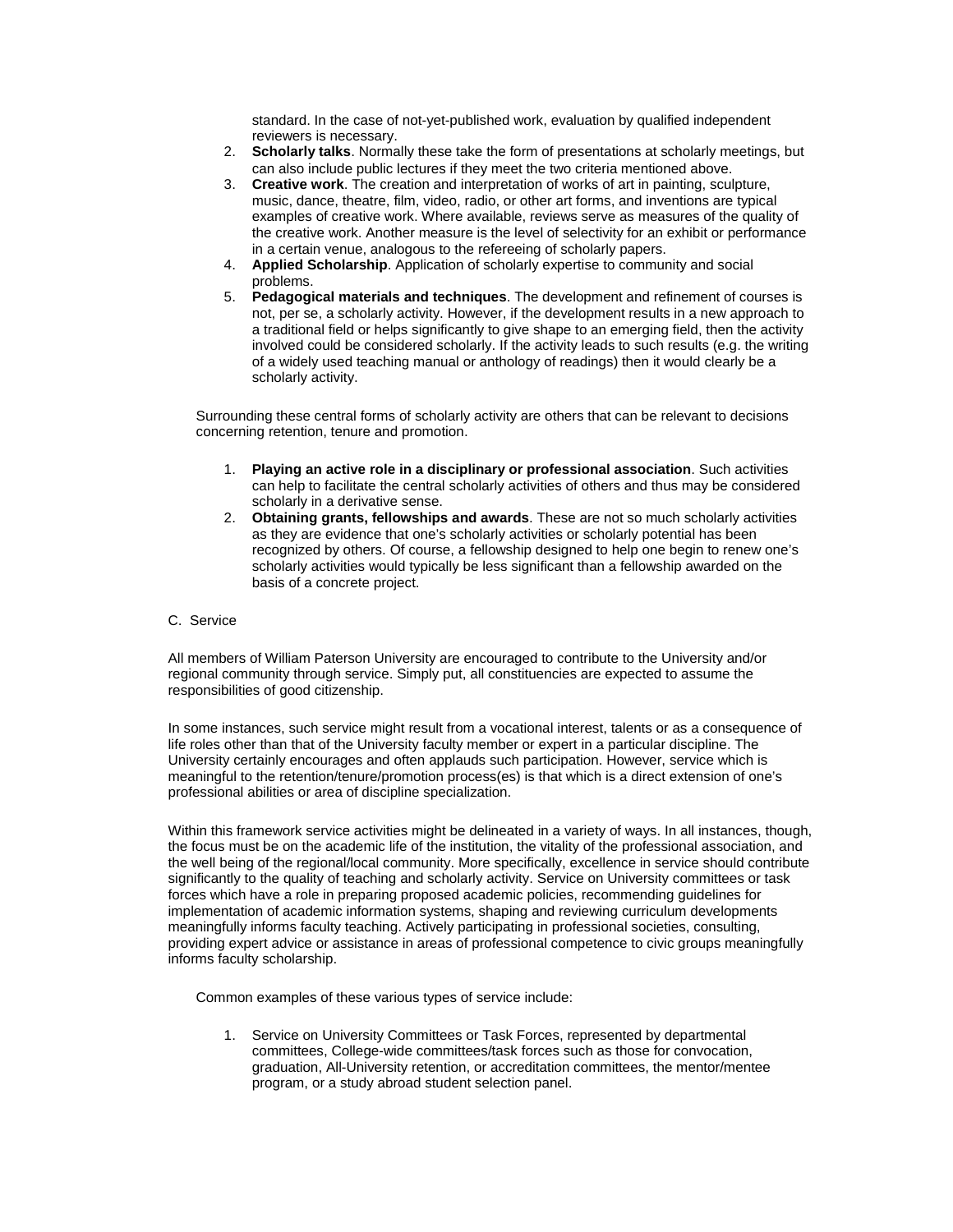standard. In the case of not-yet-published work, evaluation by qualified independent reviewers is necessary.

2. **Scholarly talks**. Normally these take the form of presentations at scholarly meetings, but can also include public lectures if they meet the two criteria mentioned above.
3. **Creative work**. The creation and interpretation of works of art in painting, sculpture, music, dance, theatre, film, video, radio, or other art forms, and inventions are typical examples of creative work. Where available, reviews serve as measures of the quality of the creative work. Another measure is the level of selectivity for an exhibit or performance in a certain venue, analogous to the refereeing of scholarly papers.
4. **Applied Scholarship**. Application of scholarly expertise to community and social problems.
5. **Pedagogical materials and techniques**. The development and refinement of courses is not, per se, a scholarly activity. However, if the development results in a new approach to a traditional field or helps significantly to give shape to an emerging field, then the activity involved could be considered scholarly. If the activity leads to such results (e.g. the writing of a widely used teaching manual or anthology of readings) then it would clearly be a scholarly activity.

Surrounding these central forms of scholarly activity are others that can be relevant to decisions concerning retention, tenure and promotion.

1. **Playing an active role in a disciplinary or professional association**. Such activities can help to facilitate the central scholarly activities of others and thus may be considered scholarly in a derivative sense.
2. **Obtaining grants, fellowships and awards**. These are not so much scholarly activities as they are evidence that one's scholarly activities or scholarly potential has been recognized by others. Of course, a fellowship designed to help one begin to renew one's scholarly activities would typically be less significant than a fellowship awarded on the basis of a concrete project.

C. Service

All members of William Paterson University are encouraged to contribute to the University and/or regional community through service. Simply put, all constituencies are expected to assume the responsibilities of good citizenship.

In some instances, such service might result from a vocational interest, talents or as a consequence of life roles other than that of the University faculty member or expert in a particular discipline. The University certainly encourages and often applauds such participation. However, service which is meaningful to the retention/tenure/promotion process(es) is that which is a direct extension of one's professional abilities or area of discipline specialization.

Within this framework service activities might be delineated in a variety of ways. In all instances, though, the focus must be on the academic life of the institution, the vitality of the professional association, and the well being of the regional/local community. More specifically, excellence in service should contribute significantly to the quality of teaching and scholarly activity. Service on University committees or task forces which have a role in preparing proposed academic policies, recommending guidelines for implementation of academic information systems, shaping and reviewing curriculum developments meaningfully informs faculty teaching. Actively participating in professional societies, consulting, providing expert advice or assistance in areas of professional competence to civic groups meaningfully informs faculty scholarship.

Common examples of these various types of service include:

1. Service on University Committees or Task Forces, represented by departmental committees, College-wide committees/task forces such as those for convocation, graduation, All-University retention, or accreditation committees, the mentor/mentee program, or a study abroad student selection panel.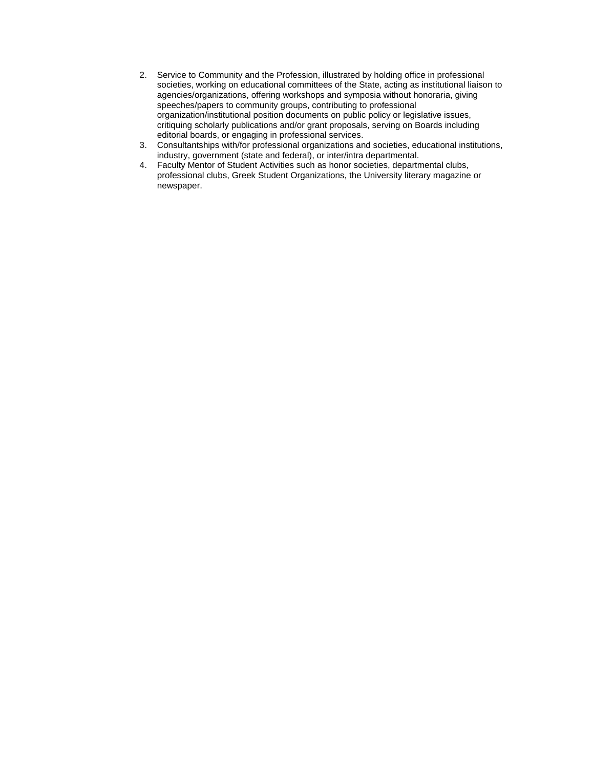2. Service to Community and the Profession, illustrated by holding office in professional societies, working on educational committees of the State, acting as institutional liaison to agencies/organizations, offering workshops and symposia without honoraria, giving speeches/papers to community groups, contributing to professional organization/institutional position documents on public policy or legislative issues, critiquing scholarly publications and/or grant proposals, serving on Boards including editorial boards, or engaging in professional services.
3. Consultantships with/for professional organizations and societies, educational institutions, industry, government (state and federal), or inter/intra departmental.
4. Faculty Mentor of Student Activities such as honor societies, departmental clubs, professional clubs, Greek Student Organizations, the University literary magazine or newspaper.